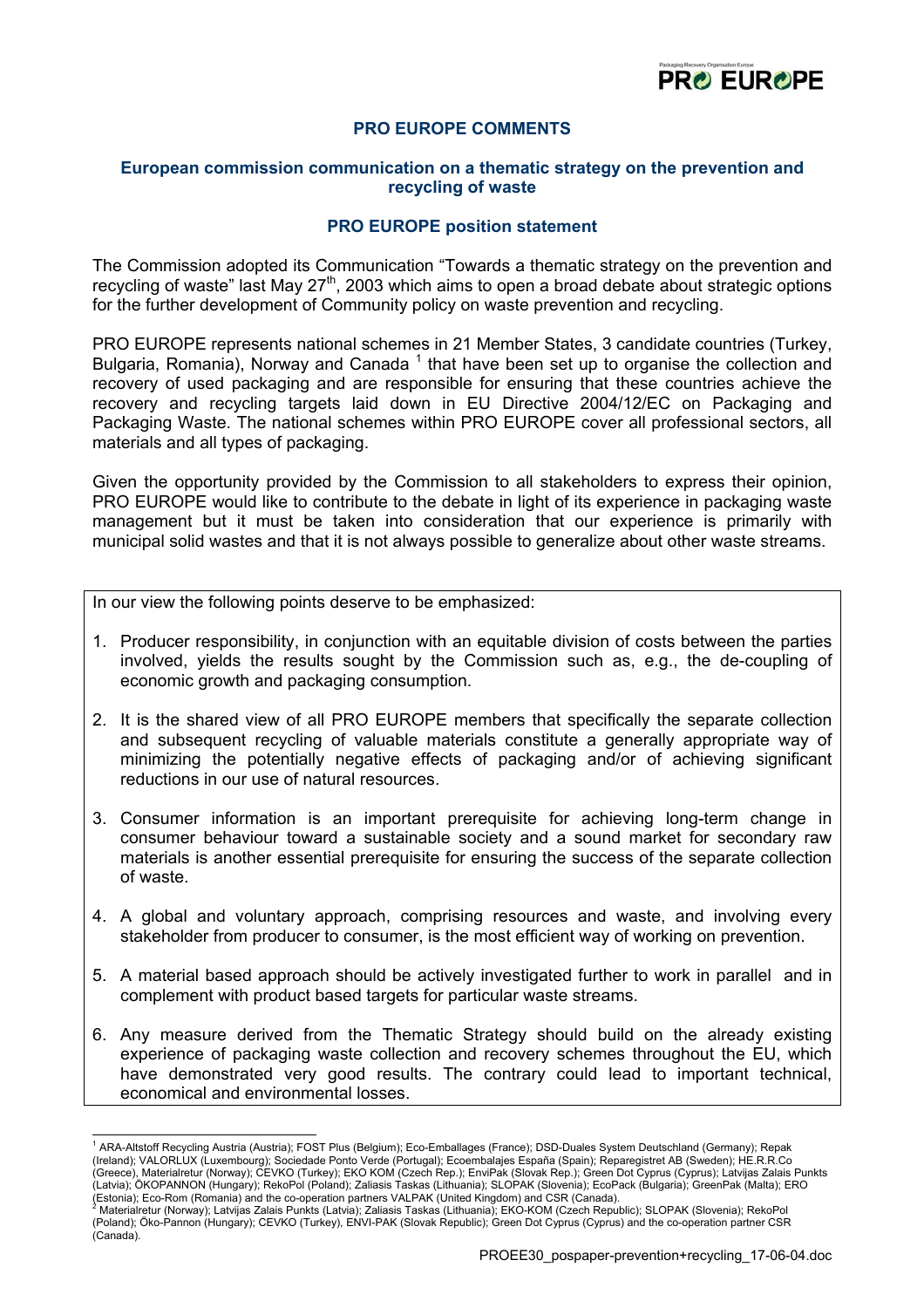# PRO EUROPE COMMENTS

## European commission communication on a thematic strategy on the prevention and recycling of waste

### PRO EUROPE position statement

The Commission adopted its Communication "Towards a thematic strategy on the prevention and recycling of waste" last May 27th, 2003 which aims to open a broad debate about strategic options for the further development of Community policy on waste prevention and recycling.

PRO EUROPE represents national schemes in 21 Member States, 3 candidate countries (Turkey, Bulgaria, Romania), Norway and Canada [1] that have been set up to organise the collection and recovery of used packaging and are responsible for ensuring that these countries achieve the recovery and recycling targets laid down in EU Directive 2004/12/EC on Packaging and Packaging Waste. The national schemes within PRO EUROPE cover all professional sectors, all materials and all types of packaging.

Given the opportunity provided by the Commission to all stakeholders to express their opinion, PRO EUROPE would like to contribute to the debate in light of its experience in packaging waste management but it must be taken into consideration that our experience is primarily with municipal solid wastes and that it is not always possible to generalize about other waste streams.

In our view the following points deserve to be emphasized:

1. Producer responsibility, in conjunction with an equitable division of costs between the parties involved, yields the results sought by the Commission such as, e.g., the de-coupling of economic growth and packaging consumption.
2. It is the shared view of all PRO EUROPE members that specifically the separate collection and subsequent recycling of valuable materials constitute a generally appropriate way of minimizing the potentially negative effects of packaging and/or of achieving significant reductions in our use of natural resources.
3. Consumer information is an important prerequisite for achieving long-term change in consumer behaviour toward a sustainable society and a sound market for secondary raw materials is another essential prerequisite for ensuring the success of the separate collection of waste.
4. A global and voluntary approach, comprising resources and waste, and involving every stakeholder from producer to consumer, is the most efficient way of working on prevention.
5. A material based approach should be actively investigated further to work in parallel and in complement with product based targets for particular waste streams.
6. Any measure derived from the Thematic Strategy should build on the already existing experience of packaging waste collection and recovery schemes throughout the EU, which have demonstrated very good results. The contrary could lead to important technical, economical and environmental losses.

---

[1] ARA-Altstoff Recycling Austria (Austria); FOST Plus (Belgium); Eco-Emballages (France); DSD-Duales System Deutschland (Germany); Repak (Ireland); VALORLUX (Luxembourg); Sociedade Ponto Verde (Portugal); Ecoembalajes España (Spain); Reparegistret AB (Sweden); HE.R.R.Co (Greece), Materialretur (Norway); CEVKO (Turkey); EKO KOM (Czech Rep.); EnviPak (Slovak Rep.); Green Dot Cyprus (Cyprus); Latvijas Zalais Punkts (Latvia); ÖKOPANNON (Hungary); RekoPol (Poland); Zaliasis Taskas (Lithuania); SLOPAK (Slovenia); EcoPack (Bulgaria); GreenPak (Malta); ERO (Estonia); Eco-Rom (Romania) and the co-operation partners VALPAK (United Kingdom) and CSR (Canada).

[2] Materialretur (Norway); Latvijas Zalais Punkts (Latvia); Zaliasis Taskas (Lithuania); EKO-KOM (Czech Republic); SLOPAK (Slovenia); RekoPol (Poland); Öko-Pannon (Hungary); CEVKO (Turkey), ENVI-PAK (Slovak Republic); Green Dot Cyprus (Cyprus) and the co-operation partner CSR (Canada).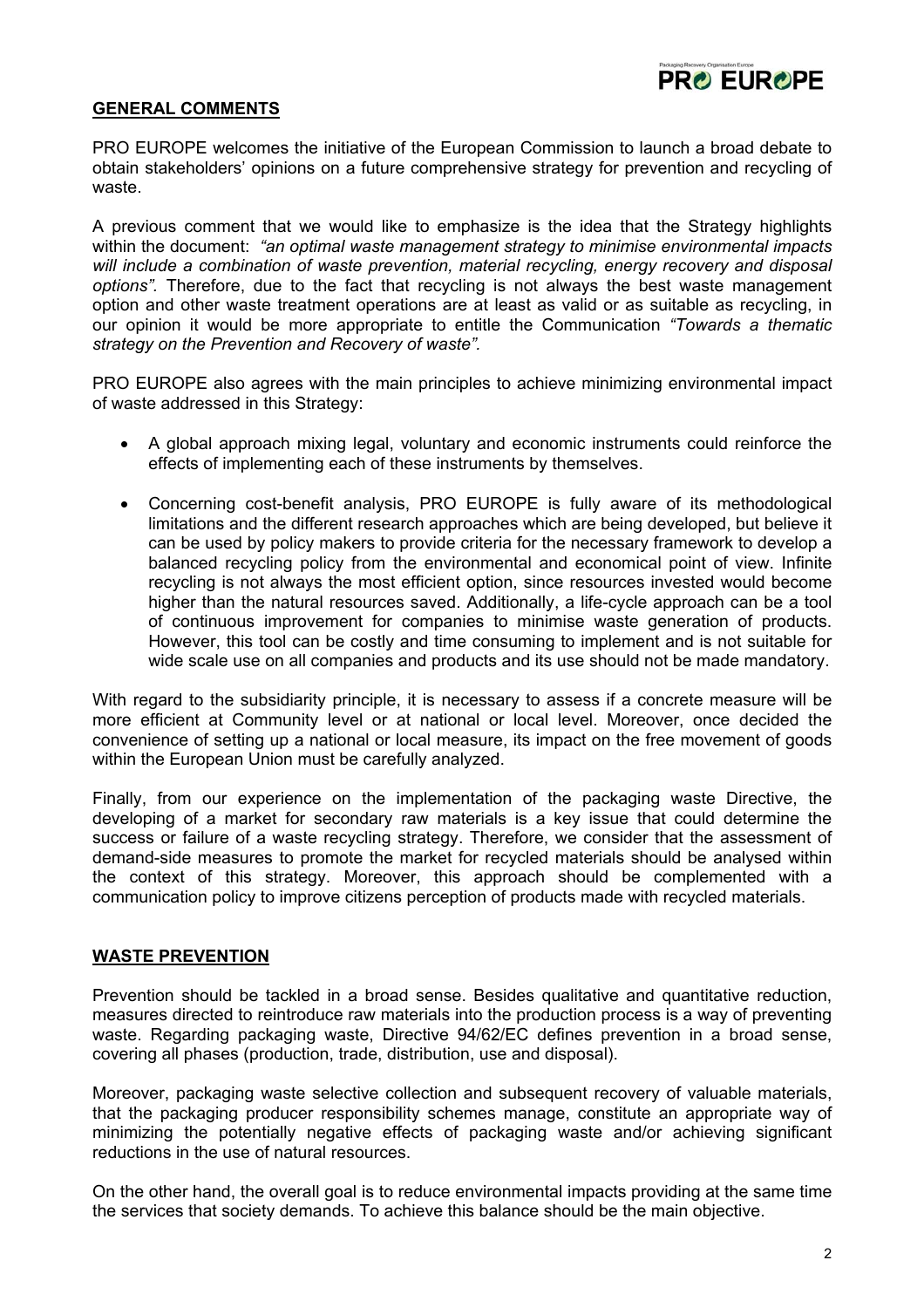## GENERAL COMMENTS

PRO EUROPE welcomes the initiative of the European Commission to launch a broad debate to obtain stakeholders' opinions on a future comprehensive strategy for prevention and recycling of waste.

A previous comment that we would like to emphasize is the idea that the Strategy highlights within the document: *"an optimal waste management strategy to minimise environmental impacts will include a combination of waste prevention, material recycling, energy recovery and disposal options".* Therefore, due to the fact that recycling is not always the best waste management option and other waste treatment operations are at least as valid or as suitable as recycling, in our opinion it would be more appropriate to entitle the Communication *"Towards a thematic strategy on the Prevention and Recovery of waste".*

PRO EUROPE also agrees with the main principles to achieve minimizing environmental impact of waste addressed in this Strategy:

- A global approach mixing legal, voluntary and economic instruments could reinforce the effects of implementing each of these instruments by themselves.

- Concerning cost-benefit analysis, PRO EUROPE is fully aware of its methodological limitations and the different research approaches which are being developed, but believe it can be used by policy makers to provide criteria for the necessary framework to develop a balanced recycling policy from the environmental and economical point of view. Infinite recycling is not always the most efficient option, since resources invested would become higher than the natural resources saved. Additionally, a life-cycle approach can be a tool of continuous improvement for companies to minimise waste generation of products. However, this tool can be costly and time consuming to implement and is not suitable for wide scale use on all companies and products and its use should not be made mandatory.

With regard to the subsidiarity principle, it is necessary to assess if a concrete measure will be more efficient at Community level or at national or local level. Moreover, once decided the convenience of setting up a national or local measure, its impact on the free movement of goods within the European Union must be carefully analyzed.

Finally, from our experience on the implementation of the packaging waste Directive, the developing of a market for secondary raw materials is a key issue that could determine the success or failure of a waste recycling strategy. Therefore, we consider that the assessment of demand-side measures to promote the market for recycled materials should be analysed within the context of this strategy. Moreover, this approach should be complemented with a communication policy to improve citizens perception of products made with recycled materials.

## WASTE PREVENTION

Prevention should be tackled in a broad sense. Besides qualitative and quantitative reduction, measures directed to reintroduce raw materials into the production process is a way of preventing waste. Regarding packaging waste, Directive 94/62/EC defines prevention in a broad sense, covering all phases (production, trade, distribution, use and disposal).

Moreover, packaging waste selective collection and subsequent recovery of valuable materials, that the packaging producer responsibility schemes manage, constitute an appropriate way of minimizing the potentially negative effects of packaging waste and/or achieving significant reductions in the use of natural resources.

On the other hand, the overall goal is to reduce environmental impacts providing at the same time the services that society demands. To achieve this balance should be the main objective.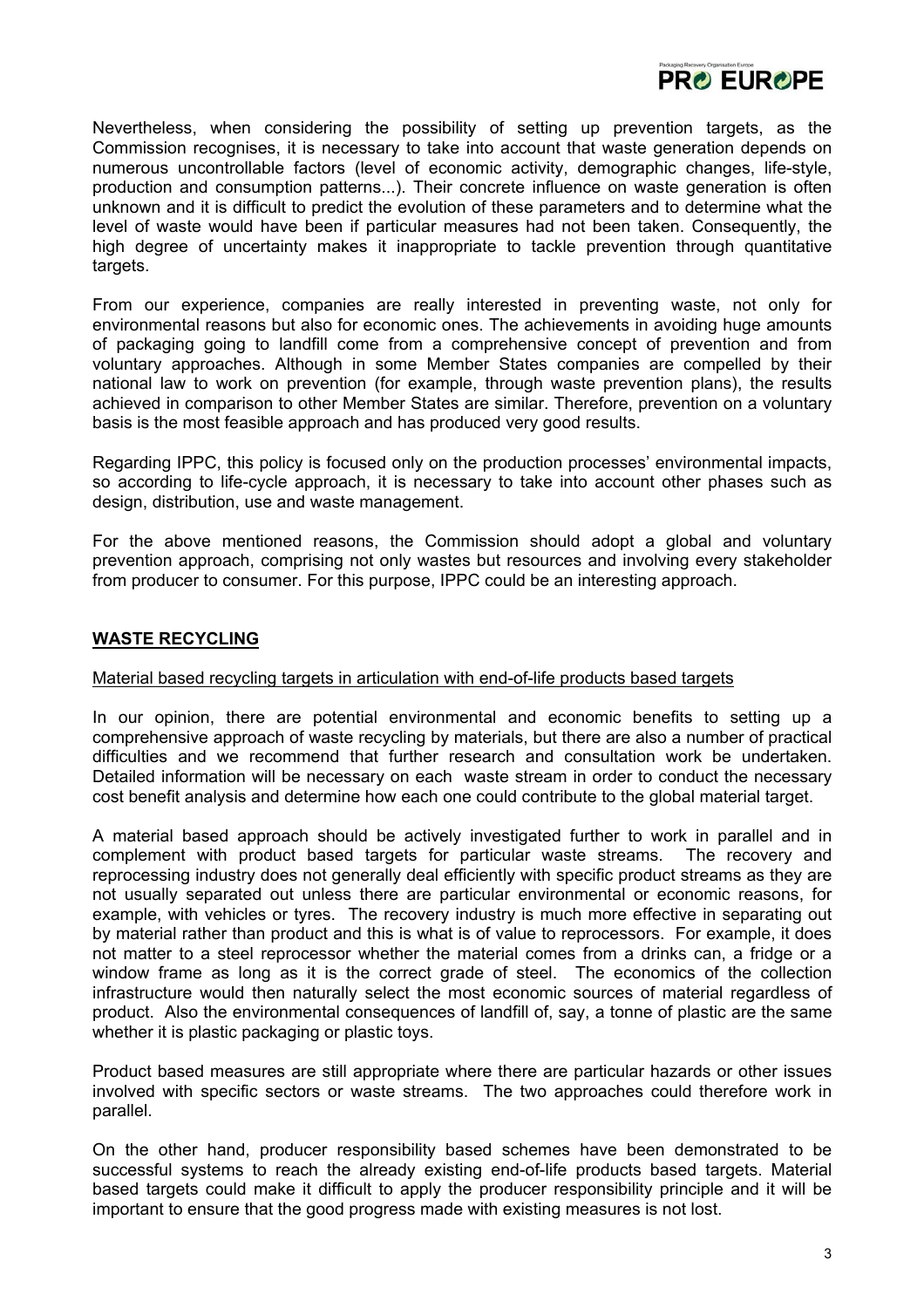Nevertheless, when considering the possibility of setting up prevention targets, as the Commission recognises, it is necessary to take into account that waste generation depends on numerous uncontrollable factors (level of economic activity, demographic changes, life-style, production and consumption patterns...). Their concrete influence on waste generation is often unknown and it is difficult to predict the evolution of these parameters and to determine what the level of waste would have been if particular measures had not been taken. Consequently, the high degree of uncertainty makes it inappropriate to tackle prevention through quantitative targets.

From our experience, companies are really interested in preventing waste, not only for environmental reasons but also for economic ones. The achievements in avoiding huge amounts of packaging going to landfill come from a comprehensive concept of prevention and from voluntary approaches. Although in some Member States companies are compelled by their national law to work on prevention (for example, through waste prevention plans), the results achieved in comparison to other Member States are similar. Therefore, prevention on a voluntary basis is the most feasible approach and has produced very good results.

Regarding IPPC, this policy is focused only on the production processes' environmental impacts, so according to life-cycle approach, it is necessary to take into account other phases such as design, distribution, use and waste management.

For the above mentioned reasons, the Commission should adopt a global and voluntary prevention approach, comprising not only wastes but resources and involving every stakeholder from producer to consumer. For this purpose, IPPC could be an interesting approach.

## WASTE RECYCLING

### Material based recycling targets in articulation with end-of-life products based targets

In our opinion, there are potential environmental and economic benefits to setting up a comprehensive approach of waste recycling by materials, but there are also a number of practical difficulties and we recommend that further research and consultation work be undertaken. Detailed information will be necessary on each waste stream in order to conduct the necessary cost benefit analysis and determine how each one could contribute to the global material target.

A material based approach should be actively investigated further to work in parallel and in complement with product based targets for particular waste streams. The recovery and reprocessing industry does not generally deal efficiently with specific product streams as they are not usually separated out unless there are particular environmental or economic reasons, for example, with vehicles or tyres. The recovery industry is much more effective in separating out by material rather than product and this is what is of value to reprocessors. For example, it does not matter to a steel reprocessor whether the material comes from a drinks can, a fridge or a window frame as long as it is the correct grade of steel. The economics of the collection infrastructure would then naturally select the most economic sources of material regardless of product. Also the environmental consequences of landfill of, say, a tonne of plastic are the same whether it is plastic packaging or plastic toys.

Product based measures are still appropriate where there are particular hazards or other issues involved with specific sectors or waste streams. The two approaches could therefore work in parallel.

On the other hand, producer responsibility based schemes have been demonstrated to be successful systems to reach the already existing end-of-life products based targets. Material based targets could make it difficult to apply the producer responsibility principle and it will be important to ensure that the good progress made with existing measures is not lost.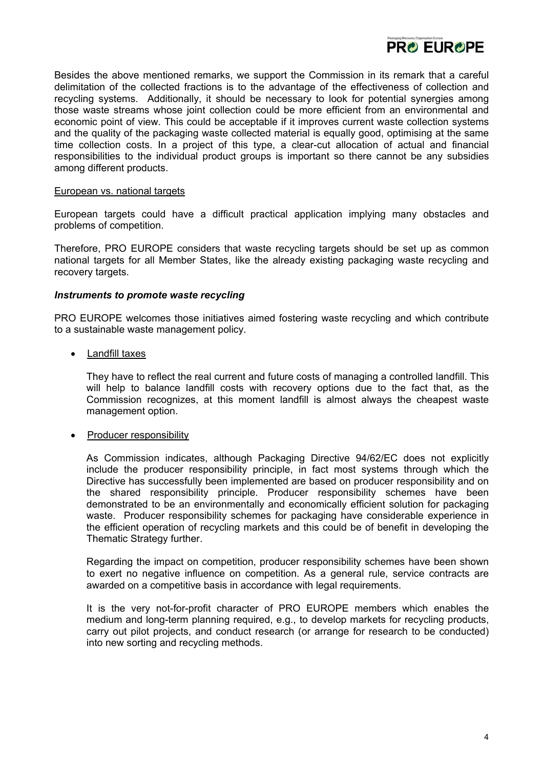Besides the above mentioned remarks, we support the Commission in its remark that a careful delimitation of the collected fractions is to the advantage of the effectiveness of collection and recycling systems. Additionally, it should be necessary to look for potential synergies among those waste streams whose joint collection could be more efficient from an environmental and economic point of view. This could be acceptable if it improves current waste collection systems and the quality of the packaging waste collected material is equally good, optimising at the same time collection costs. In a project of this type, a clear-cut allocation of actual and financial responsibilities to the individual product groups is important so there cannot be any subsidies among different products.

<u>European vs. national targets</u>

European targets could have a difficult practical application implying many obstacles and problems of competition.

Therefore, PRO EUROPE considers that waste recycling targets should be set up as common national targets for all Member States, like the already existing packaging waste recycling and recovery targets.

### ***Instruments to promote waste recycling***

PRO EUROPE welcomes those initiatives aimed fostering waste recycling and which contribute to a sustainable waste management policy.

- <u>Landfill taxes</u>

  They have to reflect the real current and future costs of managing a controlled landfill. This will help to balance landfill costs with recovery options due to the fact that, as the Commission recognizes, at this moment landfill is almost always the cheapest waste management option.

- <u>Producer responsibility</u>

  As Commission indicates, although Packaging Directive 94/62/EC does not explicitly include the producer responsibility principle, in fact most systems through which the Directive has successfully been implemented are based on producer responsibility and on the shared responsibility principle. Producer responsibility schemes have been demonstrated to be an environmentally and economically efficient solution for packaging waste. Producer responsibility schemes for packaging have considerable experience in the efficient operation of recycling markets and this could be of benefit in developing the Thematic Strategy further.

  Regarding the impact on competition, producer responsibility schemes have been shown to exert no negative influence on competition. As a general rule, service contracts are awarded on a competitive basis in accordance with legal requirements.

  It is the very not-for-profit character of PRO EUROPE members which enables the medium and long-term planning required, e.g., to develop markets for recycling products, carry out pilot projects, and conduct research (or arrange for research to be conducted) into new sorting and recycling methods.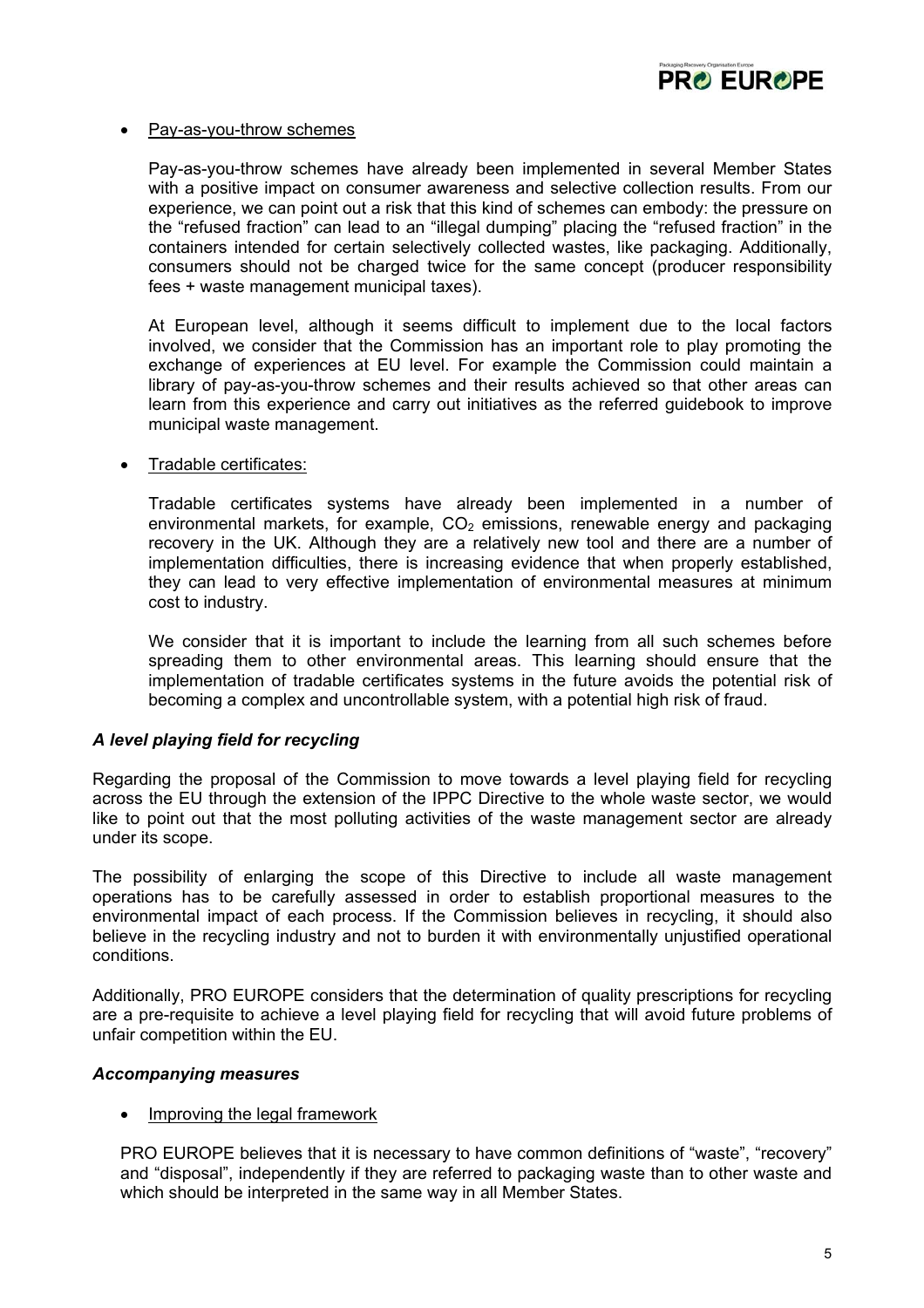- Pay-as-you-throw schemes

  Pay-as-you-throw schemes have already been implemented in several Member States with a positive impact on consumer awareness and selective collection results. From our experience, we can point out a risk that this kind of schemes can embody: the pressure on the "refused fraction" can lead to an "illegal dumping" placing the "refused fraction" in the containers intended for certain selectively collected wastes, like packaging. Additionally, consumers should not be charged twice for the same concept (producer responsibility fees + waste management municipal taxes).

  At European level, although it seems difficult to implement due to the local factors involved, we consider that the Commission has an important role to play promoting the exchange of experiences at EU level. For example the Commission could maintain a library of pay-as-you-throw schemes and their results achieved so that other areas can learn from this experience and carry out initiatives as the referred guidebook to improve municipal waste management.

- Tradable certificates:

  Tradable certificates systems have already been implemented in a number of environmental markets, for example, $CO_2$ emissions, renewable energy and packaging recovery in the UK. Although they are a relatively new tool and there are a number of implementation difficulties, there is increasing evidence that when properly established, they can lead to very effective implementation of environmental measures at minimum cost to industry.

  We consider that it is important to include the learning from all such schemes before spreading them to other environmental areas. This learning should ensure that the implementation of tradable certificates systems in the future avoids the potential risk of becoming a complex and uncontrollable system, with a potential high risk of fraud.

### *A level playing field for recycling*

Regarding the proposal of the Commission to move towards a level playing field for recycling across the EU through the extension of the IPPC Directive to the whole waste sector, we would like to point out that the most polluting activities of the waste management sector are already under its scope.

The possibility of enlarging the scope of this Directive to include all waste management operations has to be carefully assessed in order to establish proportional measures to the environmental impact of each process. If the Commission believes in recycling, it should also believe in the recycling industry and not to burden it with environmentally unjustified operational conditions.

Additionally, PRO EUROPE considers that the determination of quality prescriptions for recycling are a pre-requisite to achieve a level playing field for recycling that will avoid future problems of unfair competition within the EU.

### *Accompanying measures*

- Improving the legal framework

  PRO EUROPE believes that it is necessary to have common definitions of "waste", "recovery" and "disposal", independently if they are referred to packaging waste than to other waste and which should be interpreted in the same way in all Member States.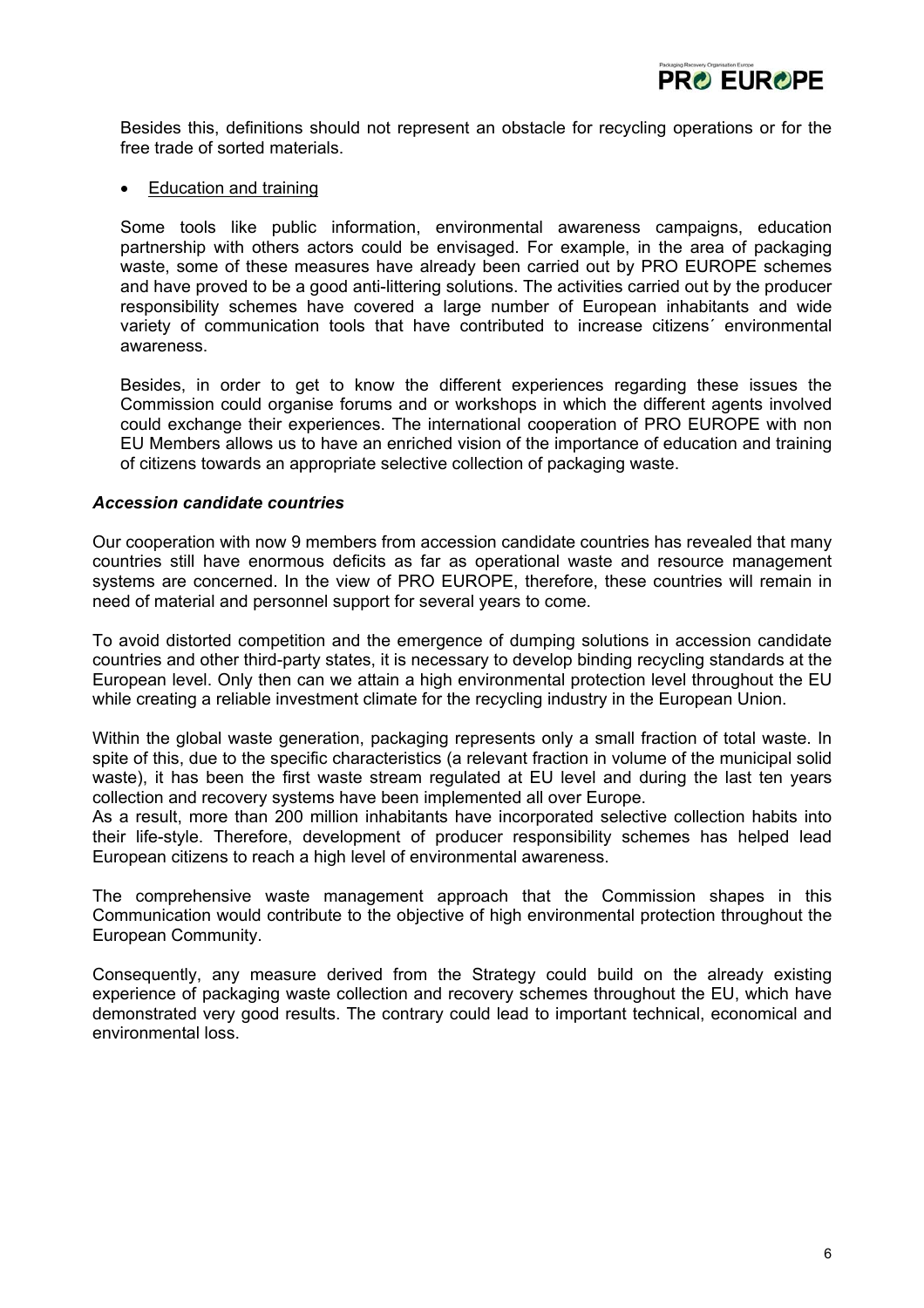Besides this, definitions should not represent an obstacle for recycling operations or for the free trade of sorted materials.

- Education and training

Some tools like public information, environmental awareness campaigns, education partnership with others actors could be envisaged. For example, in the area of packaging waste, some of these measures have already been carried out by PRO EUROPE schemes and have proved to be a good anti-littering solutions. The activities carried out by the producer responsibility schemes have covered a large number of European inhabitants and wide variety of communication tools that have contributed to increase citizens´ environmental awareness.

Besides, in order to get to know the different experiences regarding these issues the Commission could organise forums and or workshops in which the different agents involved could exchange their experiences. The international cooperation of PRO EUROPE with non EU Members allows us to have an enriched vision of the importance of education and training of citizens towards an appropriate selective collection of packaging waste.

***Accession candidate countries***

Our cooperation with now 9 members from accession candidate countries has revealed that many countries still have enormous deficits as far as operational waste and resource management systems are concerned. In the view of PRO EUROPE, therefore, these countries will remain in need of material and personnel support for several years to come.

To avoid distorted competition and the emergence of dumping solutions in accession candidate countries and other third-party states, it is necessary to develop binding recycling standards at the European level. Only then can we attain a high environmental protection level throughout the EU while creating a reliable investment climate for the recycling industry in the European Union.

Within the global waste generation, packaging represents only a small fraction of total waste. In spite of this, due to the specific characteristics (a relevant fraction in volume of the municipal solid waste), it has been the first waste stream regulated at EU level and during the last ten years collection and recovery systems have been implemented all over Europe.
As a result, more than 200 million inhabitants have incorporated selective collection habits into their life-style. Therefore, development of producer responsibility schemes has helped lead European citizens to reach a high level of environmental awareness.

The comprehensive waste management approach that the Commission shapes in this Communication would contribute to the objective of high environmental protection throughout the European Community.

Consequently, any measure derived from the Strategy could build on the already existing experience of packaging waste collection and recovery schemes throughout the EU, which have demonstrated very good results. The contrary could lead to important technical, economical and environmental loss.